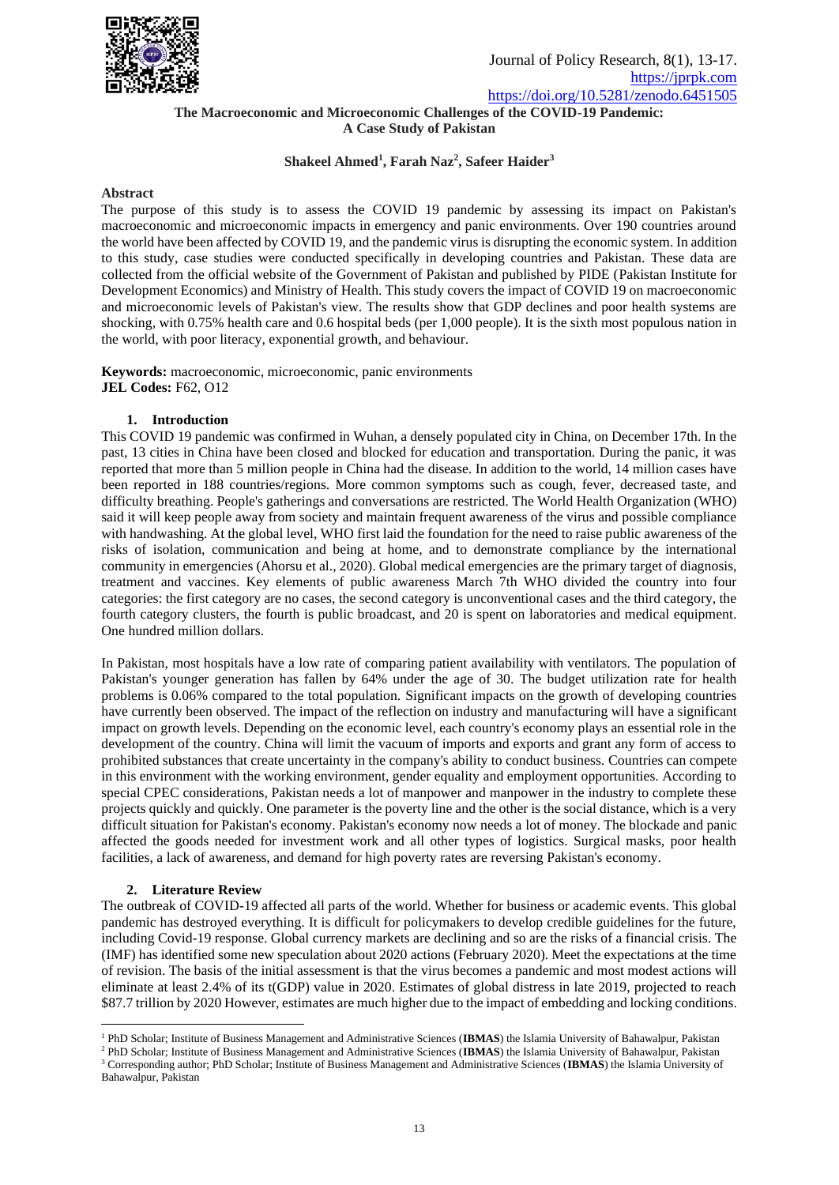# The Macroeconomic and Microeconomic Challenges of the COVID-19 Pandemic: A Case Study of Pakistan

**Shakeel Ahmed[1], Farah Naz[2], Safeer Haider[3]**

## Abstract

The purpose of this study is to assess the COVID 19 pandemic by assessing its impact on Pakistan's macroeconomic and microeconomic impacts in emergency and panic environments. Over 190 countries around the world have been affected by COVID 19, and the pandemic virus is disrupting the economic system. In addition to this study, case studies were conducted specifically in developing countries and Pakistan. These data are collected from the official website of the Government of Pakistan and published by PIDE (Pakistan Institute for Development Economics) and Ministry of Health. This study covers the impact of COVID 19 on macroeconomic and microeconomic levels of Pakistan's view. The results show that GDP declines and poor health systems are shocking, with 0.75% health care and 0.6 hospital beds (per 1,000 people). It is the sixth most populous nation in the world, with poor literacy, exponential growth, and behaviour.

**Keywords:** macroeconomic, microeconomic, panic environments
**JEL Codes:** F62, O12

## 1. Introduction

This COVID 19 pandemic was confirmed in Wuhan, a densely populated city in China, on December 17th. In the past, 13 cities in China have been closed and blocked for education and transportation. During the panic, it was reported that more than 5 million people in China had the disease. In addition to the world, 14 million cases have been reported in 188 countries/regions. More common symptoms such as cough, fever, decreased taste, and difficulty breathing. People's gatherings and conversations are restricted. The World Health Organization (WHO) said it will keep people away from society and maintain frequent awareness of the virus and possible compliance with handwashing. At the global level, WHO first laid the foundation for the need to raise public awareness of the risks of isolation, communication and being at home, and to demonstrate compliance by the international community in emergencies (Ahorsu et al., 2020). Global medical emergencies are the primary target of diagnosis, treatment and vaccines. Key elements of public awareness March 7th WHO divided the country into four categories: the first category are no cases, the second category is unconventional cases and the third category, the fourth category clusters, the fourth is public broadcast, and 20 is spent on laboratories and medical equipment. One hundred million dollars.

In Pakistan, most hospitals have a low rate of comparing patient availability with ventilators. The population of Pakistan's younger generation has fallen by 64% under the age of 30. The budget utilization rate for health problems is 0.06% compared to the total population. Significant impacts on the growth of developing countries have currently been observed. The impact of the reflection on industry and manufacturing will have a significant impact on growth levels. Depending on the economic level, each country's economy plays an essential role in the development of the country. China will limit the vacuum of imports and exports and grant any form of access to prohibited substances that create uncertainty in the company's ability to conduct business. Countries can compete in this environment with the working environment, gender equality and employment opportunities. According to special CPEC considerations, Pakistan needs a lot of manpower and manpower in the industry to complete these projects quickly and quickly. One parameter is the poverty line and the other is the social distance, which is a very difficult situation for Pakistan's economy. Pakistan's economy now needs a lot of money. The blockade and panic affected the goods needed for investment work and all other types of logistics. Surgical masks, poor health facilities, a lack of awareness, and demand for high poverty rates are reversing Pakistan's economy.

## 2. Literature Review

The outbreak of COVID-19 affected all parts of the world. Whether for business or academic events. This global pandemic has destroyed everything. It is difficult for policymakers to develop credible guidelines for the future, including Covid-19 response. Global currency markets are declining and so are the risks of a financial crisis. The (IMF) has identified some new speculation about 2020 actions (February 2020). Meet the expectations at the time of revision. The basis of the initial assessment is that the virus becomes a pandemic and most modest actions will eliminate at least 2.4% of its t(GDP) value in 2020. Estimates of global distress in late 2019, projected to reach $87.7 trillion by 2020 However, estimates are much higher due to the impact of embedding and locking conditions.

---

[1] PhD Scholar; Institute of Business Management and Administrative Sciences (**IBMAS**) the Islamia University of Bahawalpur, Pakistan

[2] PhD Scholar; Institute of Business Management and Administrative Sciences (**IBMAS**) the Islamia University of Bahawalpur, Pakistan

[3] Corresponding author; PhD Scholar; Institute of Business Management and Administrative Sciences (**IBMAS**) the Islamia University of Bahawalpur, Pakistan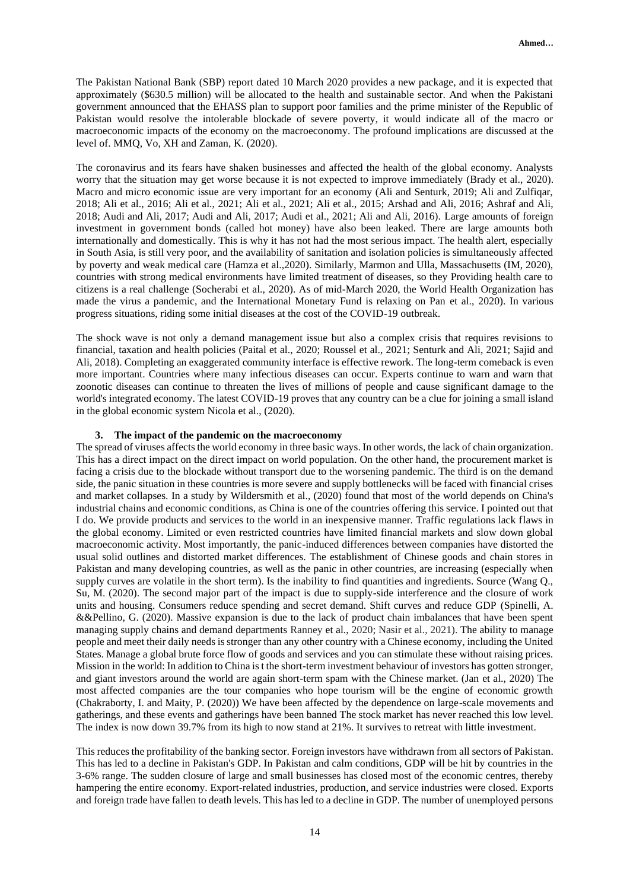The Pakistan National Bank (SBP) report dated 10 March 2020 provides a new package, and it is expected that approximately ($630.5 million) will be allocated to the health and sustainable sector. And when the Pakistani government announced that the EHASS plan to support poor families and the prime minister of the Republic of Pakistan would resolve the intolerable blockade of severe poverty, it would indicate all of the macro or macroeconomic impacts of the economy on the macroeconomy. The profound implications are discussed at the level of. MMQ, Vo, XH and Zaman, K. (2020).

The coronavirus and its fears have shaken businesses and affected the health of the global economy. Analysts worry that the situation may get worse because it is not expected to improve immediately (Brady et al., 2020). Macro and micro economic issue are very important for an economy (Ali and Senturk, 2019; Ali and Zulfiqar, 2018; Ali et al., 2016; Ali et al., 2021; Ali et al., 2021; Ali et al., 2015; Arshad and Ali, 2016; Ashraf and Ali, 2018; Audi and Ali, 2017; Audi and Ali, 2017; Audi et al., 2021; Ali and Ali, 2016). Large amounts of foreign investment in government bonds (called hot money) have also been leaked. There are large amounts both internationally and domestically. This is why it has not had the most serious impact. The health alert, especially in South Asia, is still very poor, and the availability of sanitation and isolation policies is simultaneously affected by poverty and weak medical care (Hamza et al.,2020). Similarly, Marmon and Ulla, Massachusetts (IM, 2020), countries with strong medical environments have limited treatment of diseases, so they Providing health care to citizens is a real challenge (Socherabi et al., 2020). As of mid-March 2020, the World Health Organization has made the virus a pandemic, and the International Monetary Fund is relaxing on Pan et al., 2020). In various progress situations, riding some initial diseases at the cost of the COVID-19 outbreak.

The shock wave is not only a demand management issue but also a complex crisis that requires revisions to financial, taxation and health policies (Paital et al., 2020; Roussel et al., 2021; Senturk and Ali, 2021; Sajid and Ali, 2018). Completing an exaggerated community interface is effective rework. The long-term comeback is even more important. Countries where many infectious diseases can occur. Experts continue to warn and warn that zoonotic diseases can continue to threaten the lives of millions of people and cause significant damage to the world's integrated economy. The latest COVID-19 proves that any country can be a clue for joining a small island in the global economic system Nicola et al., (2020).

### 3. The impact of the pandemic on the macroeconomy

The spread of viruses affects the world economy in three basic ways. In other words, the lack of chain organization. This has a direct impact on the direct impact on world population. On the other hand, the procurement market is facing a crisis due to the blockade without transport due to the worsening pandemic. The third is on the demand side, the panic situation in these countries is more severe and supply bottlenecks will be faced with financial crises and market collapses. In a study by Wildersmith et al., (2020) found that most of the world depends on China's industrial chains and economic conditions, as China is one of the countries offering this service. I pointed out that I do. We provide products and services to the world in an inexpensive manner. Traffic regulations lack flaws in the global economy. Limited or even restricted countries have limited financial markets and slow down global macroeconomic activity. Most importantly, the panic-induced differences between companies have distorted the usual solid outlines and distorted market differences. The establishment of Chinese goods and chain stores in Pakistan and many developing countries, as well as the panic in other countries, are increasing (especially when supply curves are volatile in the short term). Is the inability to find quantities and ingredients. Source (Wang Q., Su, M. (2020). The second major part of the impact is due to supply-side interference and the closure of work units and housing. Consumers reduce spending and secret demand. Shift curves and reduce GDP (Spinelli, A. &&Pellino, G. (2020). Massive expansion is due to the lack of product chain imbalances that have been spent managing supply chains and demand departments Ranney et al., 2020; Nasir et al., 2021). The ability to manage people and meet their daily needs is stronger than any other country with a Chinese economy, including the United States. Manage a global brute force flow of goods and services and you can stimulate these without raising prices. Mission in the world: In addition to China is t the short-term investment behaviour of investors has gotten stronger, and giant investors around the world are again short-term spam with the Chinese market. (Jan et al., 2020) The most affected companies are the tour companies who hope tourism will be the engine of economic growth (Chakraborty, I. and Maity, P. (2020)) We have been affected by the dependence on large-scale movements and gatherings, and these events and gatherings have been banned The stock market has never reached this low level. The index is now down 39.7% from its high to now stand at 21%. It survives to retreat with little investment.

This reduces the profitability of the banking sector. Foreign investors have withdrawn from all sectors of Pakistan. This has led to a decline in Pakistan's GDP. In Pakistan and calm conditions, GDP will be hit by countries in the 3-6% range. The sudden closure of large and small businesses has closed most of the economic centres, thereby hampering the entire economy. Export-related industries, production, and service industries were closed. Exports and foreign trade have fallen to death levels. This has led to a decline in GDP. The number of unemployed persons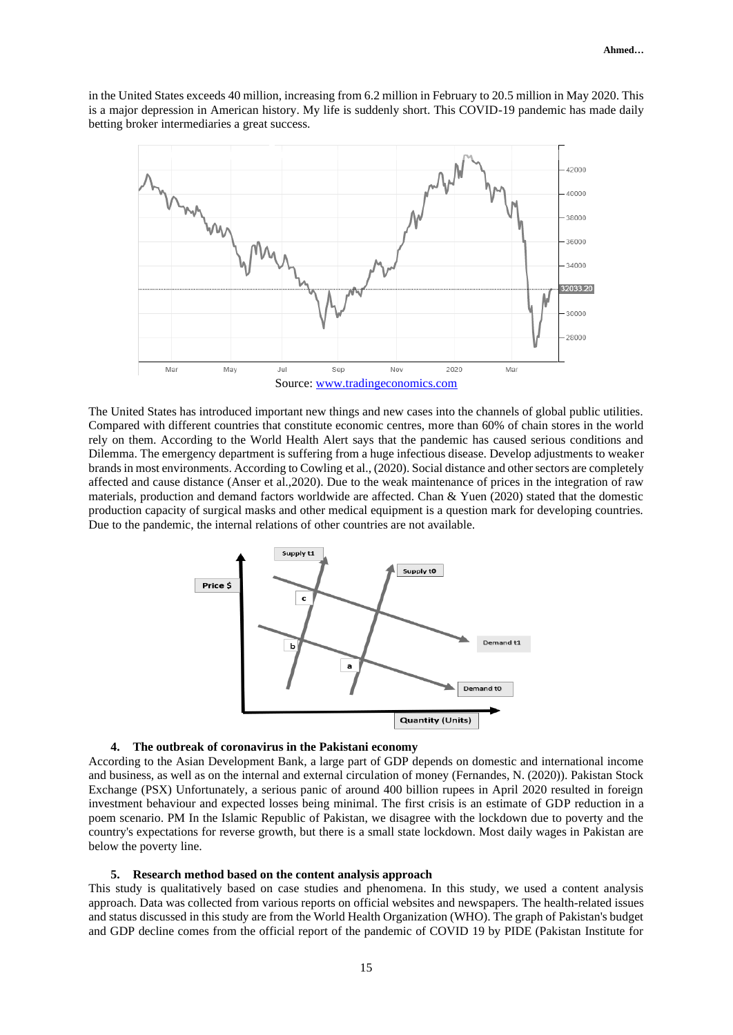in the United States exceeds 40 million, increasing from 6.2 million in February to 20.5 million in May 2020. This is a major depression in American history. My life is suddenly short. This COVID-19 pandemic has made daily betting broker intermediaries a great success.

Source: www.tradingeconomics.com

The United States has introduced important new things and new cases into the channels of global public utilities. Compared with different countries that constitute economic centres, more than 60% of chain stores in the world rely on them. According to the World Health Alert says that the pandemic has caused serious conditions and Dilemma. The emergency department is suffering from a huge infectious disease. Develop adjustments to weaker brands in most environments. According to Cowling et al., (2020). Social distance and other sectors are completely affected and cause distance (Anser et al.,2020). Due to the weak maintenance of prices in the integration of raw materials, production and demand factors worldwide are affected. Chan & Yuen (2020) stated that the domestic production capacity of surgical masks and other medical equipment is a question mark for developing countries. Due to the pandemic, the internal relations of other countries are not available.

### 4. The outbreak of coronavirus in the Pakistani economy

According to the Asian Development Bank, a large part of GDP depends on domestic and international income and business, as well as on the internal and external circulation of money (Fernandes, N. (2020)). Pakistan Stock Exchange (PSX) Unfortunately, a serious panic of around 400 billion rupees in April 2020 resulted in foreign investment behaviour and expected losses being minimal. The first crisis is an estimate of GDP reduction in a poem scenario. PM In the Islamic Republic of Pakistan, we disagree with the lockdown due to poverty and the country's expectations for reverse growth, but there is a small state lockdown. Most daily wages in Pakistan are below the poverty line.

### 5. Research method based on the content analysis approach

This study is qualitatively based on case studies and phenomena. In this study, we used a content analysis approach. Data was collected from various reports on official websites and newspapers. The health-related issues and status discussed in this study are from the World Health Organization (WHO). The graph of Pakistan's budget and GDP decline comes from the official report of the pandemic of COVID 19 by PIDE (Pakistan Institute for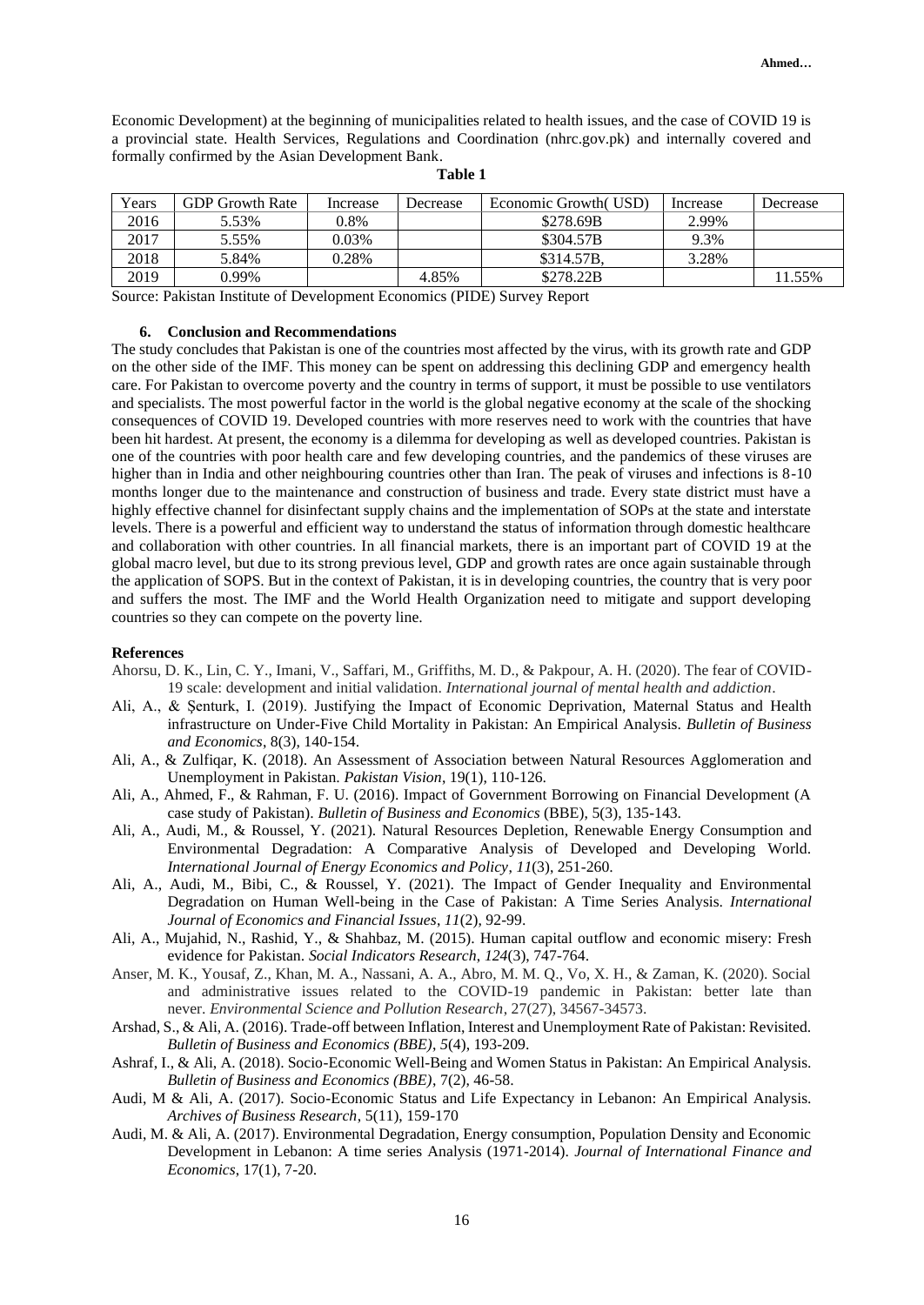Economic Development) at the beginning of municipalities related to health issues, and the case of COVID 19 is a provincial state. Health Services, Regulations and Coordination (nhrc.gov.pk) and internally covered and formally confirmed by the Asian Development Bank.

**Table 1**

| Years | GDP Growth Rate | Increase | Decrease | Economic Growth( USD) | Increase | Decrease |
|---|---|---|---|---|---|---|
| 2016 | 5.53% | 0.8% | | $278.69B | 2.99% | |
| 2017 | 5.55% | 0.03% | | $304.57B | 9.3% | |
| 2018 | 5.84% | 0.28% | | $314.57B, | 3.28% | |
| 2019 | 0.99% | | 4.85% | $278.22B | | 11.55% |

Source: Pakistan Institute of Development Economics (PIDE) Survey Report

### 6. Conclusion and Recommendations

The study concludes that Pakistan is one of the countries most affected by the virus, with its growth rate and GDP on the other side of the IMF. This money can be spent on addressing this declining GDP and emergency health care. For Pakistan to overcome poverty and the country in terms of support, it must be possible to use ventilators and specialists. The most powerful factor in the world is the global negative economy at the scale of the shocking consequences of COVID 19. Developed countries with more reserves need to work with the countries that have been hit hardest. At present, the economy is a dilemma for developing as well as developed countries. Pakistan is one of the countries with poor health care and few developing countries, and the pandemics of these viruses are higher than in India and other neighbouring countries other than Iran. The peak of viruses and infections is 8-10 months longer due to the maintenance and construction of business and trade. Every state district must have a highly effective channel for disinfectant supply chains and the implementation of SOPs at the state and interstate levels. There is a powerful and efficient way to understand the status of information through domestic healthcare and collaboration with other countries. In all financial markets, there is an important part of COVID 19 at the global macro level, but due to its strong previous level, GDP and growth rates are once again sustainable through the application of SOPS. But in the context of Pakistan, it is in developing countries, the country that is very poor and suffers the most. The IMF and the World Health Organization need to mitigate and support developing countries so they can compete on the poverty line.

### References

Ahorsu, D. K., Lin, C. Y., Imani, V., Saffari, M., Griffiths, M. D., & Pakpour, A. H. (2020). The fear of COVID-19 scale: development and initial validation. *International journal of mental health and addiction*.

Ali, A., & Şenturk, I. (2019). Justifying the Impact of Economic Deprivation, Maternal Status and Health infrastructure on Under-Five Child Mortality in Pakistan: An Empirical Analysis. *Bulletin of Business and Economics*, 8(3), 140-154.

Ali, A., & Zulfiqar, K. (2018). An Assessment of Association between Natural Resources Agglomeration and Unemployment in Pakistan. *Pakistan Vision*, 19(1), 110-126.

Ali, A., Ahmed, F., & Rahman, F. U. (2016). Impact of Government Borrowing on Financial Development (A case study of Pakistan). *Bulletin of Business and Economics* (BBE), 5(3), 135-143.

Ali, A., Audi, M., & Roussel, Y. (2021). Natural Resources Depletion, Renewable Energy Consumption and Environmental Degradation: A Comparative Analysis of Developed and Developing World. *International Journal of Energy Economics and Policy*, *11*(3), 251-260.

Ali, A., Audi, M., Bibi, C., & Roussel, Y. (2021). The Impact of Gender Inequality and Environmental Degradation on Human Well-being in the Case of Pakistan: A Time Series Analysis. *International Journal of Economics and Financial Issues*, *11*(2), 92-99.

Ali, A., Mujahid, N., Rashid, Y., & Shahbaz, M. (2015). Human capital outflow and economic misery: Fresh evidence for Pakistan. *Social Indicators Research*, *124*(3), 747-764.

Anser, M. K., Yousaf, Z., Khan, M. A., Nassani, A. A., Abro, M. M. Q., Vo, X. H., & Zaman, K. (2020). Social and administrative issues related to the COVID-19 pandemic in Pakistan: better late than never. *Environmental Science and Pollution Research*, 27(27), 34567-34573.

Arshad, S., & Ali, A. (2016). Trade-off between Inflation, Interest and Unemployment Rate of Pakistan: Revisited. *Bulletin of Business and Economics (BBE)*, *5*(4), 193-209.

Ashraf, I., & Ali, A. (2018). Socio-Economic Well-Being and Women Status in Pakistan: An Empirical Analysis. *Bulletin of Business and Economics (BBE)*, 7(2), 46-58.

Audi, M & Ali, A. (2017). Socio-Economic Status and Life Expectancy in Lebanon: An Empirical Analysis. *Archives of Business Research*, 5(11), 159-170

Audi, M. & Ali, A. (2017). Environmental Degradation, Energy consumption, Population Density and Economic Development in Lebanon: A time series Analysis (1971-2014). *Journal of International Finance and Economics*, 17(1), 7-20.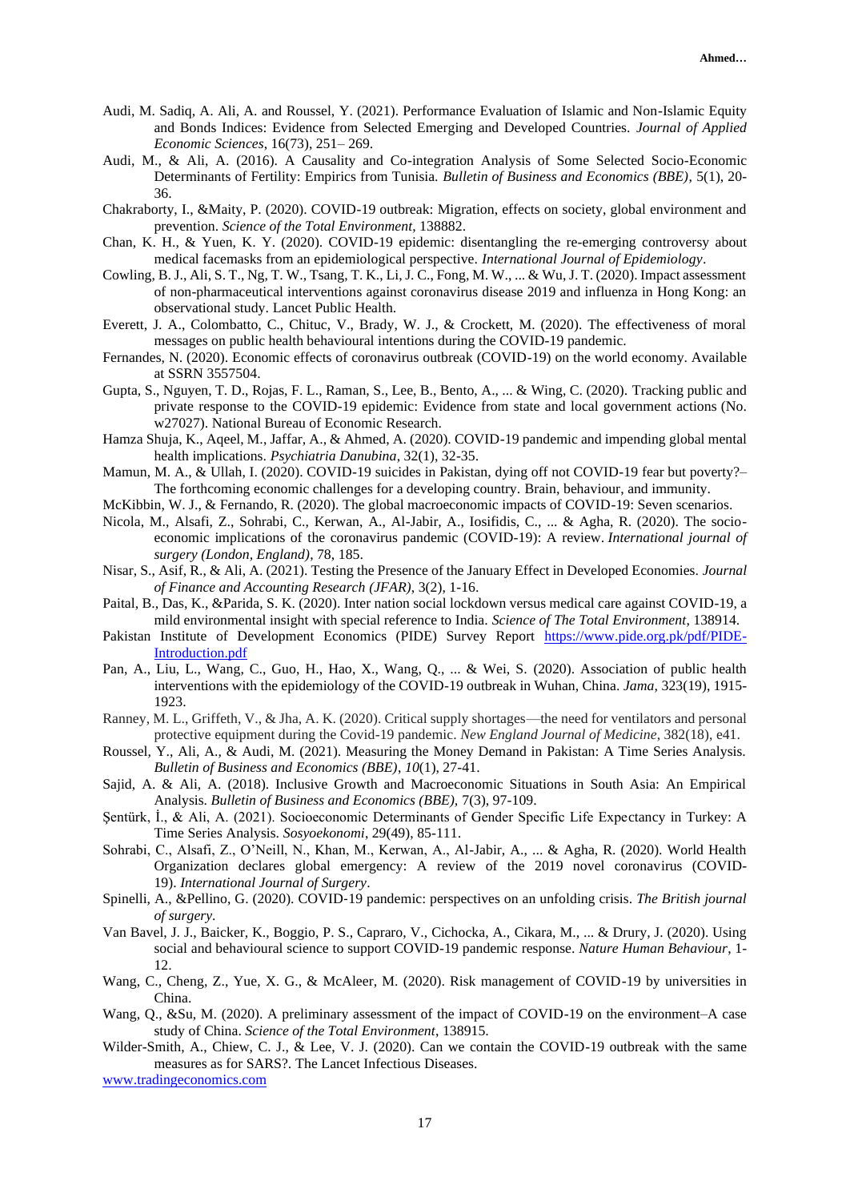Audi, M. Sadiq, A. Ali, A. and Roussel, Y. (2021). Performance Evaluation of Islamic and Non-Islamic Equity and Bonds Indices: Evidence from Selected Emerging and Developed Countries. *Journal of Applied Economic Sciences*, 16(73), 251– 269.

Audi, M., & Ali, A. (2016). A Causality and Co-integration Analysis of Some Selected Socio-Economic Determinants of Fertility: Empirics from Tunisia. *Bulletin of Business and Economics (BBE)*, 5(1), 20-36.

Chakraborty, I., &Maity, P. (2020). COVID-19 outbreak: Migration, effects on society, global environment and prevention. *Science of the Total Environment*, 138882.

Chan, K. H., & Yuen, K. Y. (2020). COVID-19 epidemic: disentangling the re-emerging controversy about medical facemasks from an epidemiological perspective. *International Journal of Epidemiology*.

Cowling, B. J., Ali, S. T., Ng, T. W., Tsang, T. K., Li, J. C., Fong, M. W., ... & Wu, J. T. (2020). Impact assessment of non-pharmaceutical interventions against coronavirus disease 2019 and influenza in Hong Kong: an observational study. Lancet Public Health.

Everett, J. A., Colombatto, C., Chituc, V., Brady, W. J., & Crockett, M. (2020). The effectiveness of moral messages on public health behavioural intentions during the COVID-19 pandemic.

Fernandes, N. (2020). Economic effects of coronavirus outbreak (COVID-19) on the world economy. Available at SSRN 3557504.

Gupta, S., Nguyen, T. D., Rojas, F. L., Raman, S., Lee, B., Bento, A., ... & Wing, C. (2020). Tracking public and private response to the COVID-19 epidemic: Evidence from state and local government actions (No. w27027). National Bureau of Economic Research.

Hamza Shuja, K., Aqeel, M., Jaffar, A., & Ahmed, A. (2020). COVID-19 pandemic and impending global mental health implications. *Psychiatria Danubina*, 32(1), 32-35.

Mamun, M. A., & Ullah, I. (2020). COVID-19 suicides in Pakistan, dying off not COVID-19 fear but poverty?–The forthcoming economic challenges for a developing country. Brain, behaviour, and immunity.

McKibbin, W. J., & Fernando, R. (2020). The global macroeconomic impacts of COVID-19: Seven scenarios.

Nicola, M., Alsafi, Z., Sohrabi, C., Kerwan, A., Al-Jabir, A., Iosifidis, C., ... & Agha, R. (2020). The socio-economic implications of the coronavirus pandemic (COVID-19): A review. *International journal of surgery (London, England)*, 78, 185.

Nisar, S., Asif, R., & Ali, A. (2021). Testing the Presence of the January Effect in Developed Economies. *Journal of Finance and Accounting Research (JFAR)*, 3(2), 1-16.

Paital, B., Das, K., &Parida, S. K. (2020). Inter nation social lockdown versus medical care against COVID-19, a mild environmental insight with special reference to India. *Science of The Total Environment*, 138914.

Pakistan Institute of Development Economics (PIDE) Survey Report https://www.pide.org.pk/pdf/PIDE-Introduction.pdf

Pan, A., Liu, L., Wang, C., Guo, H., Hao, X., Wang, Q., ... & Wei, S. (2020). Association of public health interventions with the epidemiology of the COVID-19 outbreak in Wuhan, China. *Jama*, 323(19), 1915-1923.

Ranney, M. L., Griffeth, V., & Jha, A. K. (2020). Critical supply shortages—the need for ventilators and personal protective equipment during the Covid-19 pandemic. *New England Journal of Medicine*, 382(18), e41.

Roussel, Y., Ali, A., & Audi, M. (2021). Measuring the Money Demand in Pakistan: A Time Series Analysis. *Bulletin of Business and Economics (BBE)*, *10*(1), 27-41.

Sajid, A. & Ali, A. (2018). Inclusive Growth and Macroeconomic Situations in South Asia: An Empirical Analysis. *Bulletin of Business and Economics (BBE)*, 7(3), 97-109.

Şentürk, İ., & Ali, A. (2021). Socioeconomic Determinants of Gender Specific Life Expectancy in Turkey: A Time Series Analysis. *Sosyoekonomi*, 29(49), 85-111.

Sohrabi, C., Alsafi, Z., O'Neill, N., Khan, M., Kerwan, A., Al-Jabir, A., ... & Agha, R. (2020). World Health Organization declares global emergency: A review of the 2019 novel coronavirus (COVID-19). *International Journal of Surgery*.

Spinelli, A., &Pellino, G. (2020). COVID-19 pandemic: perspectives on an unfolding crisis. *The British journal of surgery*.

Van Bavel, J. J., Baicker, K., Boggio, P. S., Capraro, V., Cichocka, A., Cikara, M., ... & Drury, J. (2020). Using social and behavioural science to support COVID-19 pandemic response. *Nature Human Behaviour*, 1-12.

Wang, C., Cheng, Z., Yue, X. G., & McAleer, M. (2020). Risk management of COVID-19 by universities in China.

Wang, Q., &Su, M. (2020). A preliminary assessment of the impact of COVID-19 on the environment–A case study of China. *Science of the Total Environment*, 138915.

Wilder-Smith, A., Chiew, C. J., & Lee, V. J. (2020). Can we contain the COVID-19 outbreak with the same measures as for SARS?. The Lancet Infectious Diseases.

www.tradingeconomics.com